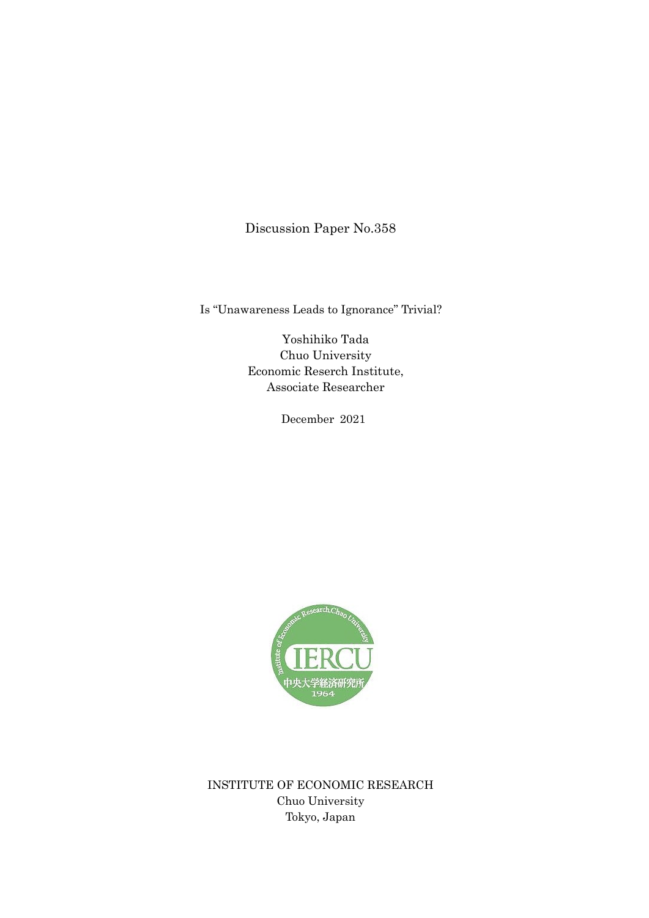Discussion Paper No.358

# Is "Unawareness Leads to Ignorance" Trivial?

Yoshihiko Tada
Chuo University
Economic Reserch Institute,
Associate Researcher

December 2021

INSTITUTE OF ECONOMIC RESEARCH
Chuo University
Tokyo, Japan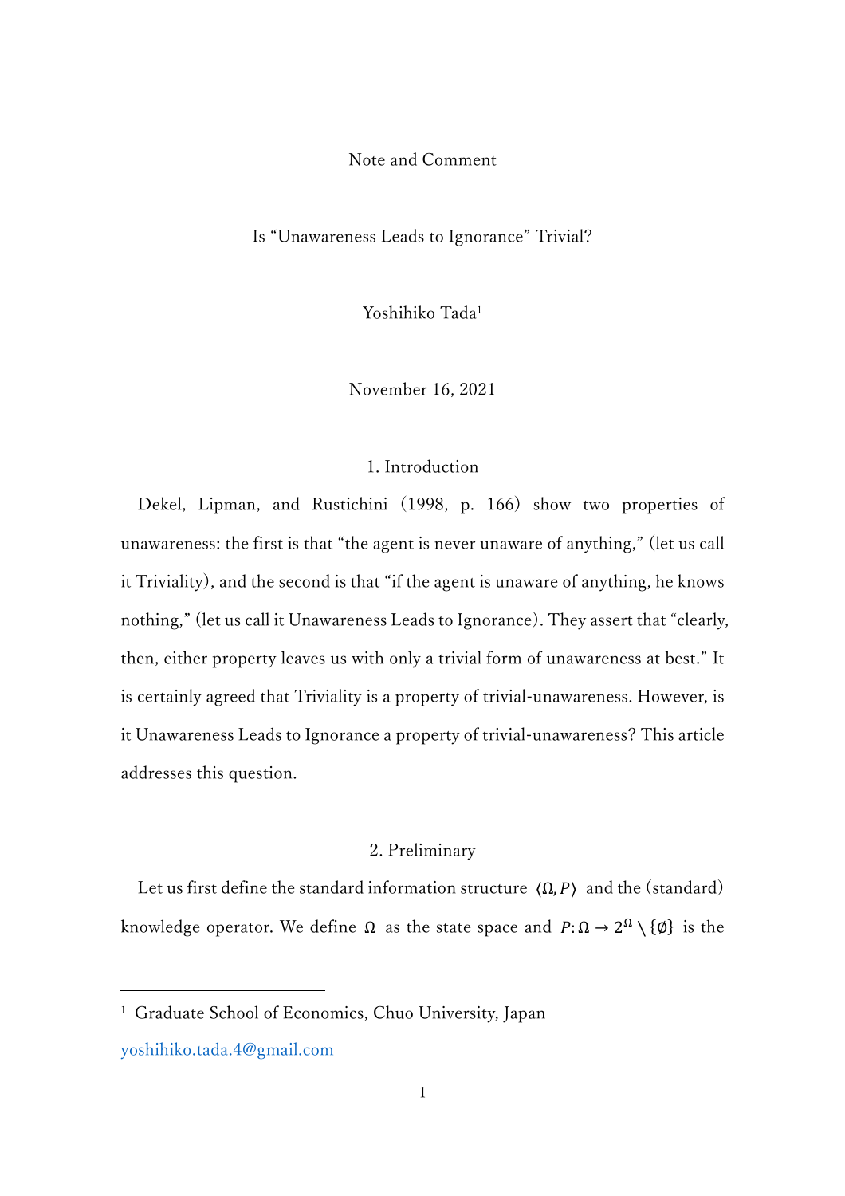Note and Comment

# Is “Unawareness Leads to Ignorance” Trivial?

Yoshihiko Tada[1]

November 16, 2021

## 1. Introduction

Dekel, Lipman, and Rustichini (1998, p. 166) show two properties of unawareness: the first is that “the agent is never unaware of anything,” (let us call it Triviality), and the second is that “if the agent is unaware of anything, he knows nothing,” (let us call it Unawareness Leads to Ignorance). They assert that “clearly, then, either property leaves us with only a trivial form of unawareness at best.” It is certainly agreed that Triviality is a property of trivial-unawareness. However, is it Unawareness Leads to Ignorance a property of trivial-unawareness? This article addresses this question.

## 2. Preliminary

Let us first define the standard information structure $\langle \Omega, P \rangle$ and the (standard) knowledge operator. We define $\Omega$ as the state space and $P: \Omega \to 2^{\Omega} \setminus \{\emptyset\}$ is the

---

[1] Graduate School of Economics, Chuo University, Japan

yoshihiko.tada.4@gmail.com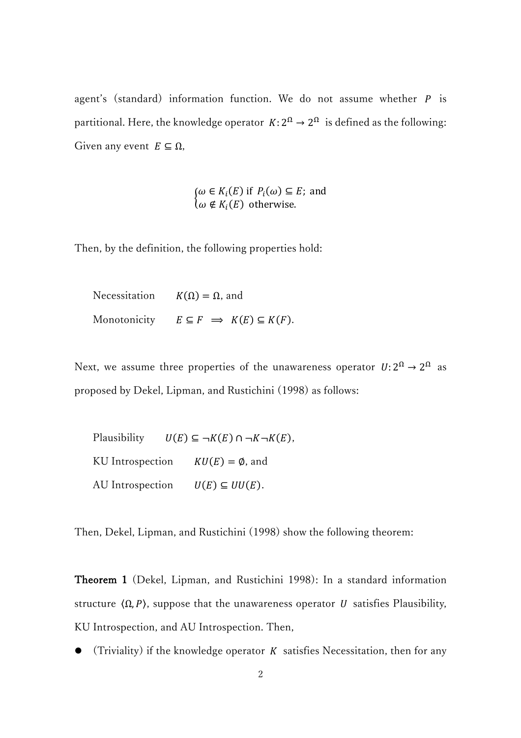agent's (standard) information function. We do not assume whether $P$ is partitional. Here, the knowledge operator $K: 2^{\Omega} \to 2^{\Omega}$ is defined as the following: Given any event $E \subseteq \Omega$,

$$\begin{cases} \omega \in K_i(E) \text{ if } P_i(\omega) \subseteq E; \text{ and} \\ \omega \notin K_i(E) \text{ otherwise.} \end{cases}$$

Then, by the definition, the following properties hold:

Necessitation $\quad K(\Omega) = \Omega$, and

Monotonicity $\quad E \subseteq F \implies K(E) \subseteq K(F)$.

Next, we assume three properties of the unawareness operator $U: 2^{\Omega} \to 2^{\Omega}$ as proposed by Dekel, Lipman, and Rustichini (1998) as follows:

Plausibility $\quad U(E) \subseteq \neg K(E) \cap \neg K \neg K(E)$,

KU Introspection $\quad KU(E) = \emptyset$, and

AU Introspection $\quad U(E) \subseteq UU(E)$.

Then, Dekel, Lipman, and Rustichini (1998) show the following theorem:

**Theorem 1** (Dekel, Lipman, and Rustichini 1998): In a standard information structure $\langle \Omega, P \rangle$, suppose that the unawareness operator $U$ satisfies Plausibility, KU Introspection, and AU Introspection. Then,

- (Triviality) if the knowledge operator $K$ satisfies Necessitation, then for any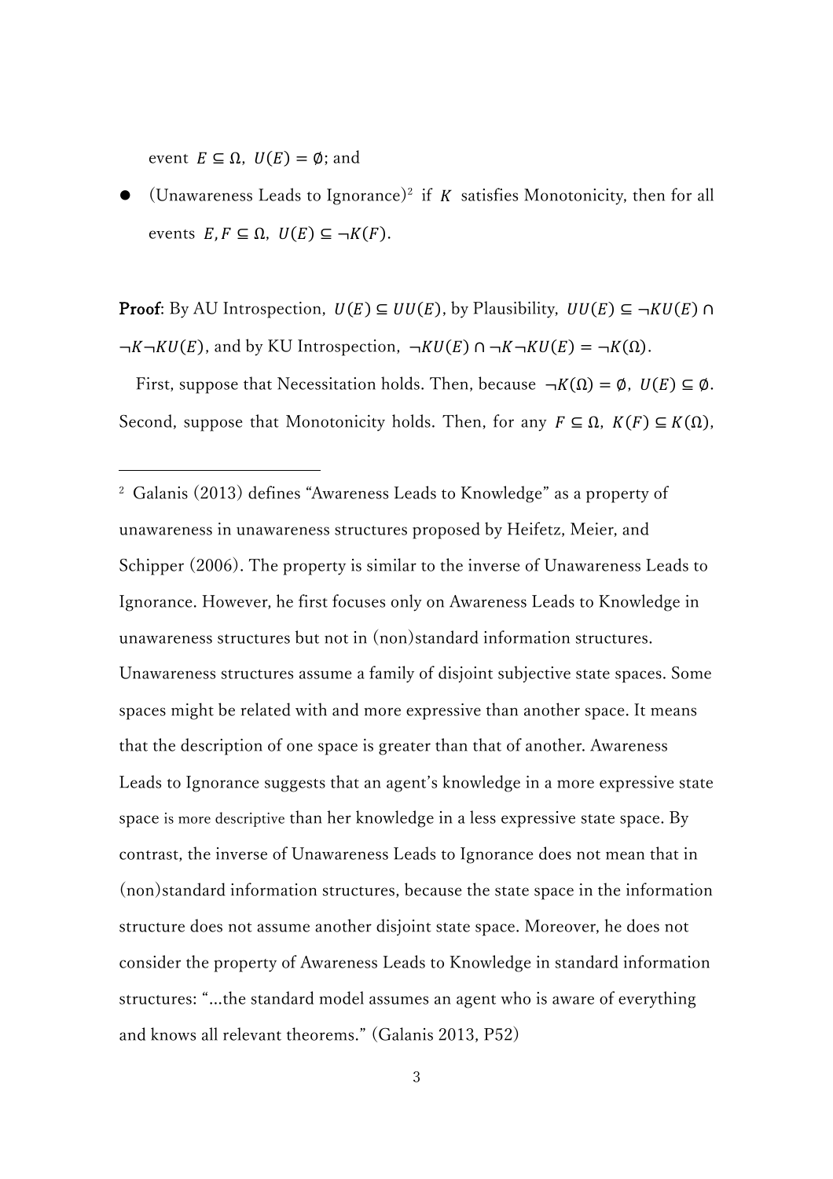event $E \subseteq \Omega$, $U(E) = \emptyset$; and

- (Unawareness Leads to Ignorance)[2] if $K$ satisfies Monotonicity, then for all events $E, F \subseteq \Omega$, $U(E) \subseteq \neg K(F)$.

**Proof**: By AU Introspection, $U(E) \subseteq UU(E)$, by Plausibility, $UU(E) \subseteq \neg KU(E) \cap \neg K \neg KU(E)$, and by KU Introspection, $\neg KU(E) \cap \neg K \neg KU(E) = \neg K(\Omega)$.

First, suppose that Necessitation holds. Then, because $\neg K(\Omega) = \emptyset$, $U(E) \subseteq \emptyset$. Second, suppose that Monotonicity holds. Then, for any $F \subseteq \Omega$, $K(F) \subseteq K(\Omega)$,

---

[2] Galanis (2013) defines "Awareness Leads to Knowledge" as a property of unawareness in unawareness structures proposed by Heifetz, Meier, and Schipper (2006). The property is similar to the inverse of Unawareness Leads to Ignorance. However, he first focuses only on Awareness Leads to Knowledge in unawareness structures but not in (non)standard information structures. Unawareness structures assume a family of disjoint subjective state spaces. Some spaces might be related with and more expressive than another space. It means that the description of one space is greater than that of another. Awareness Leads to Ignorance suggests that an agent's knowledge in a more expressive state space is more descriptive than her knowledge in a less expressive state space. By contrast, the inverse of Unawareness Leads to Ignorance does not mean that in (non)standard information structures, because the state space in the information structure does not assume another disjoint state space. Moreover, he does not consider the property of Awareness Leads to Knowledge in standard information structures: "...the standard model assumes an agent who is aware of everything and knows all relevant theorems." (Galanis 2013, P52)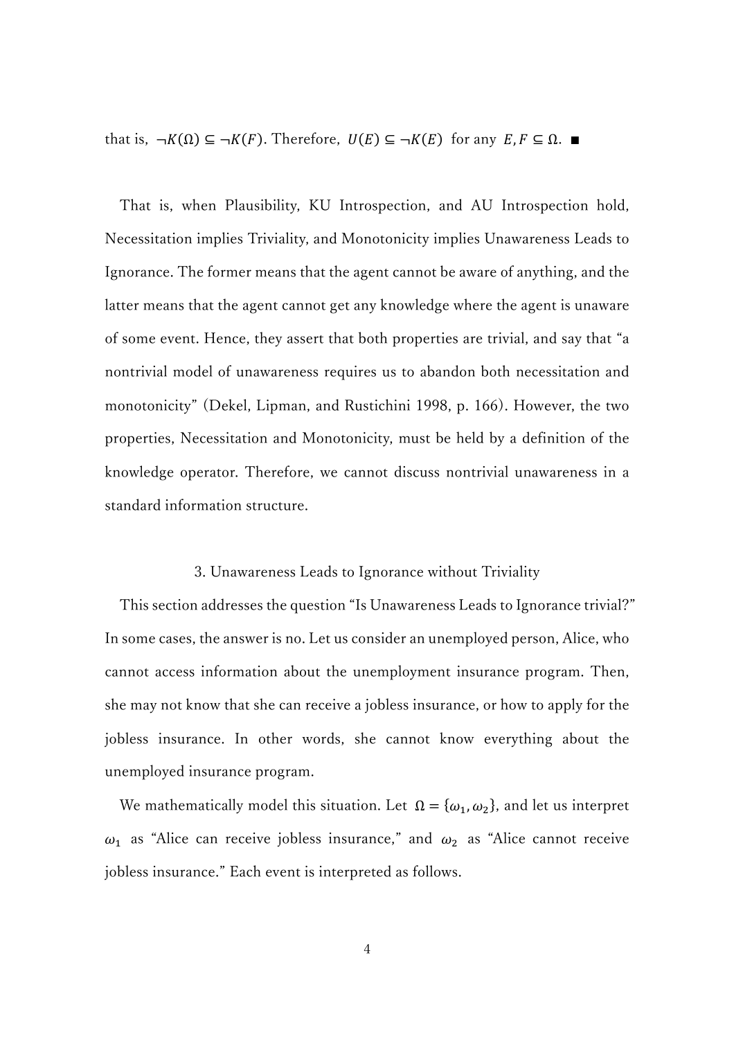that is, $\neg K(\Omega) \subseteq \neg K(F)$. Therefore, $U(E) \subseteq \neg K(E)$ for any $E, F \subseteq \Omega$. ■

That is, when Plausibility, KU Introspection, and AU Introspection hold, Necessitation implies Triviality, and Monotonicity implies Unawareness Leads to Ignorance. The former means that the agent cannot be aware of anything, and the latter means that the agent cannot get any knowledge where the agent is unaware of some event. Hence, they assert that both properties are trivial, and say that "a nontrivial model of unawareness requires us to abandon both necessitation and monotonicity" (Dekel, Lipman, and Rustichini 1998, p. 166). However, the two properties, Necessitation and Monotonicity, must be held by a definition of the knowledge operator. Therefore, we cannot discuss nontrivial unawareness in a standard information structure.

## 3. Unawareness Leads to Ignorance without Triviality

This section addresses the question "Is Unawareness Leads to Ignorance trivial?" In some cases, the answer is no. Let us consider an unemployed person, Alice, who cannot access information about the unemployment insurance program. Then, she may not know that she can receive a jobless insurance, or how to apply for the jobless insurance. In other words, she cannot know everything about the unemployed insurance program.

We mathematically model this situation. Let $\Omega = \{\omega_1, \omega_2\}$, and let us interpret $\omega_1$ as "Alice can receive jobless insurance," and $\omega_2$ as "Alice cannot receive jobless insurance." Each event is interpreted as follows.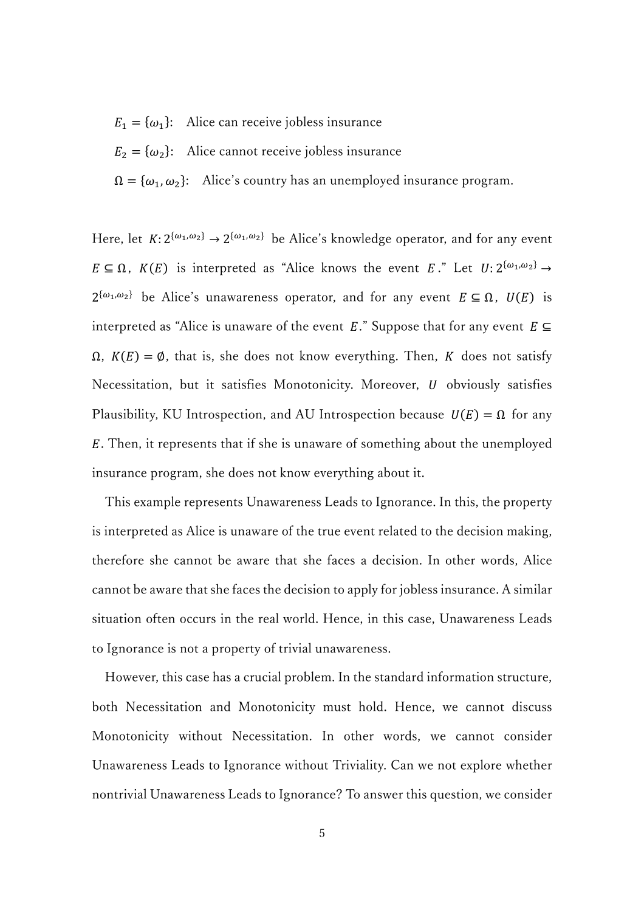$E_1 = \{\omega_1\}$: Alice can receive jobless insurance

$E_2 = \{\omega_2\}$: Alice cannot receive jobless insurance

$\Omega = \{\omega_1, \omega_2\}$: Alice's country has an unemployed insurance program.

Here, let $K: 2^{\{\omega_1, \omega_2\}} \to 2^{\{\omega_1, \omega_2\}}$ be Alice's knowledge operator, and for any event $E \subseteq \Omega$, $K(E)$ is interpreted as "Alice knows the event $E$." Let $U: 2^{\{\omega_1, \omega_2\}} \to 2^{\{\omega_1, \omega_2\}}$ be Alice's unawareness operator, and for any event $E \subseteq \Omega$, $U(E)$ is interpreted as "Alice is unaware of the event $E$." Suppose that for any event $E \subseteq \Omega$, $K(E) = \emptyset$, that is, she does not know everything. Then, $K$ does not satisfy Necessitation, but it satisfies Monotonicity. Moreover, $U$ obviously satisfies Plausibility, KU Introspection, and AU Introspection because $U(E) = \Omega$ for any $E$. Then, it represents that if she is unaware of something about the unemployed insurance program, she does not know everything about it.

This example represents Unawareness Leads to Ignorance. In this, the property is interpreted as Alice is unaware of the true event related to the decision making, therefore she cannot be aware that she faces a decision. In other words, Alice cannot be aware that she faces the decision to apply for jobless insurance. A similar situation often occurs in the real world. Hence, in this case, Unawareness Leads to Ignorance is not a property of trivial unawareness.

However, this case has a crucial problem. In the standard information structure, both Necessitation and Monotonicity must hold. Hence, we cannot discuss Monotonicity without Necessitation. In other words, we cannot consider Unawareness Leads to Ignorance without Triviality. Can we not explore whether nontrivial Unawareness Leads to Ignorance? To answer this question, we consider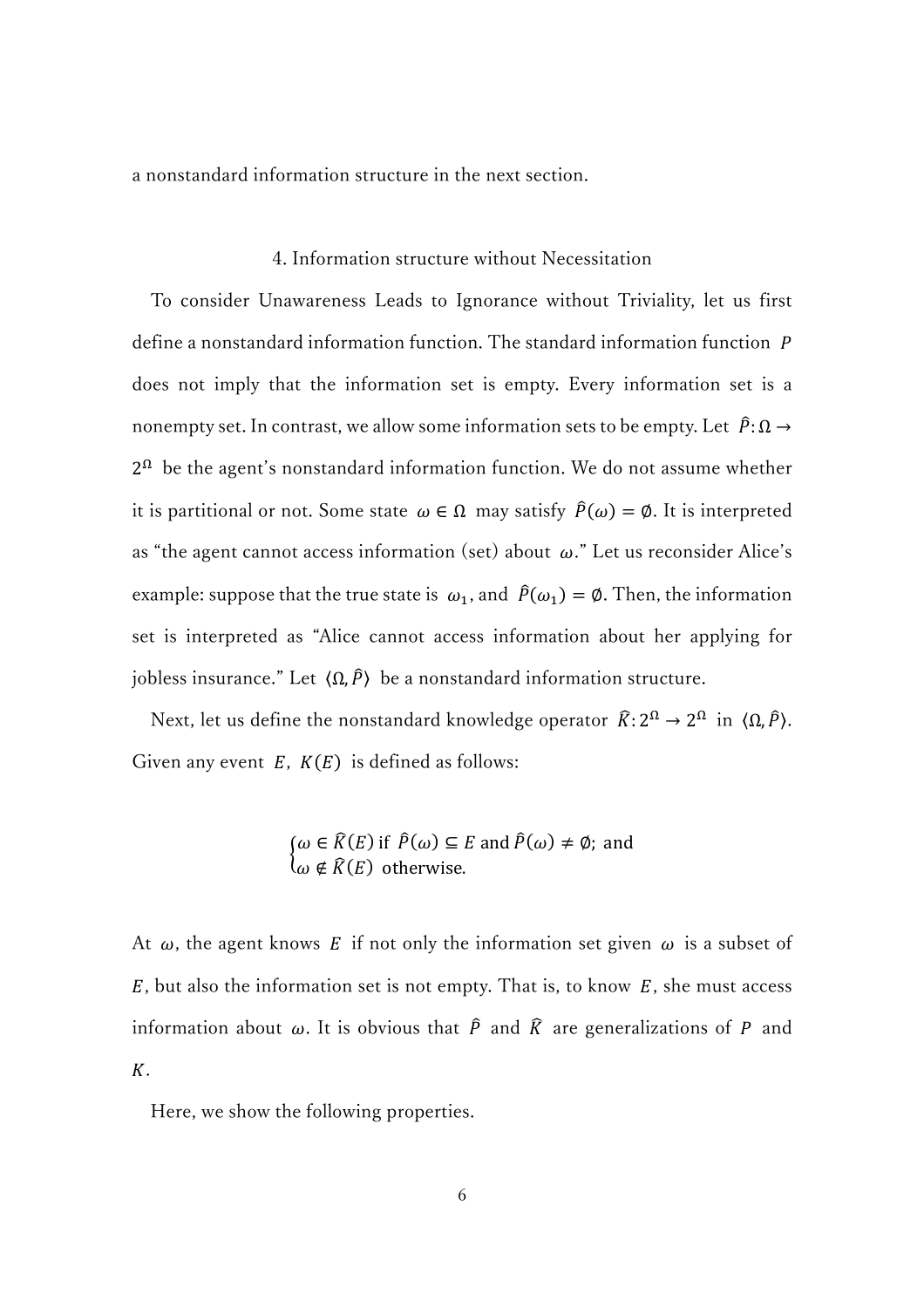a nonstandard information structure in the next section.

## 4. Information structure without Necessitation

To consider Unawareness Leads to Ignorance without Triviality, let us first define a nonstandard information function. The standard information function $P$ does not imply that the information set is empty. Every information set is a nonempty set. In contrast, we allow some information sets to be empty. Let $\hat{P}: \Omega \to 2^{\Omega}$ be the agent's nonstandard information function. We do not assume whether it is partitional or not. Some state $\omega \in \Omega$ may satisfy $\hat{P}(\omega) = \emptyset$. It is interpreted as "the agent cannot access information (set) about $\omega$." Let us reconsider Alice's example: suppose that the true state is $\omega_1$, and $\hat{P}(\omega_1) = \emptyset$. Then, the information set is interpreted as "Alice cannot access information about her applying for jobless insurance." Let $\langle \Omega, \hat{P} \rangle$ be a nonstandard information structure.

Next, let us define the nonstandard knowledge operator $\hat{K}: 2^{\Omega} \to 2^{\Omega}$ in $\langle \Omega, \hat{P} \rangle$. Given any event $E$, $K(E)$ is defined as follows:

$$\begin{cases} \omega \in \hat{K}(E) \text{ if } \hat{P}(\omega) \subseteq E \text{ and } \hat{P}(\omega) \neq \emptyset; \text{ and} \\ \omega \notin \hat{K}(E) \text{ otherwise.} \end{cases}$$

At $\omega$, the agent knows $E$ if not only the information set given $\omega$ is a subset of $E$, but also the information set is not empty. That is, to know $E$, she must access information about $\omega$. It is obvious that $\hat{P}$ and $\hat{K}$ are generalizations of $P$ and $K$.

Here, we show the following properties.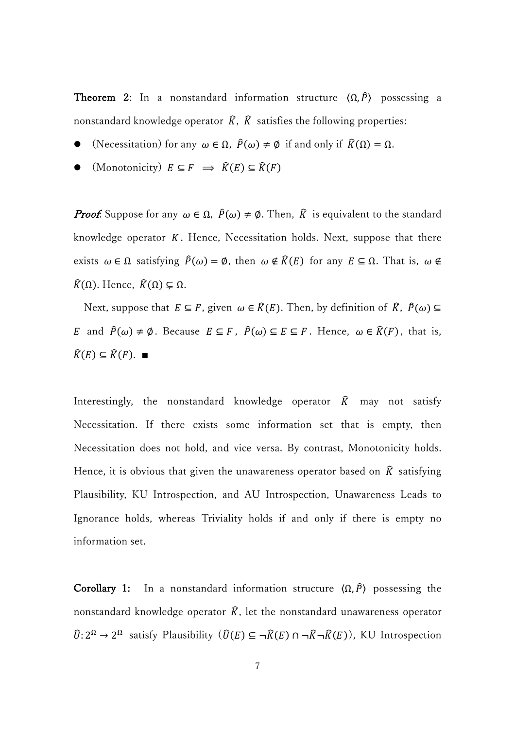**Theorem 2**: In a nonstandard information structure $\langle \Omega, \hat{P} \rangle$ possessing a nonstandard knowledge operator $\hat{K}$, $\hat{K}$ satisfies the following properties:

- (Necessitation) for any $\omega \in \Omega$, $\hat{P}(\omega) \neq \emptyset$ if and only if $\hat{K}(\Omega) = \Omega$.
- (Monotonicity) $E \subseteq F \implies \hat{K}(E) \subseteq \hat{K}(F)$

***Proof.*** Suppose for any $\omega \in \Omega$, $\hat{P}(\omega) \neq \emptyset$. Then, $\hat{K}$ is equivalent to the standard knowledge operator $K$. Hence, Necessitation holds. Next, suppose that there exists $\omega \in \Omega$ satisfying $\hat{P}(\omega) = \emptyset$, then $\omega \notin \hat{K}(E)$ for any $E \subseteq \Omega$. That is, $\omega \notin \hat{K}(\Omega)$. Hence, $\hat{K}(\Omega) \subsetneq \Omega$.

Next, suppose that $E \subseteq F$, given $\omega \in \hat{K}(E)$. Then, by definition of $\hat{K}$, $\hat{P}(\omega) \subseteq E$ and $\hat{P}(\omega) \neq \emptyset$. Because $E \subseteq F$, $\hat{P}(\omega) \subseteq E \subseteq F$. Hence, $\omega \in \hat{K}(F)$, that is, $\hat{K}(E) \subseteq \hat{K}(F)$. ■

Interestingly, the nonstandard knowledge operator $\hat{K}$ may not satisfy Necessitation. If there exists some information set that is empty, then Necessitation does not hold, and vice versa. By contrast, Monotonicity holds. Hence, it is obvious that given the unawareness operator based on $\hat{K}$ satisfying Plausibility, KU Introspection, and AU Introspection, Unawareness Leads to Ignorance holds, whereas Triviality holds if and only if there is empty no information set.

**Corollary 1:** In a nonstandard information structure $\langle \Omega, \hat{P} \rangle$ possessing the nonstandard knowledge operator $\hat{K}$, let the nonstandard unawareness operator $\hat{U}: 2^{\Omega} \rightarrow 2^{\Omega}$ satisfy Plausibility ($\hat{U}(E) \subseteq \neg\hat{K}(E) \cap \neg\hat{K}\neg\hat{K}(E)$), KU Introspection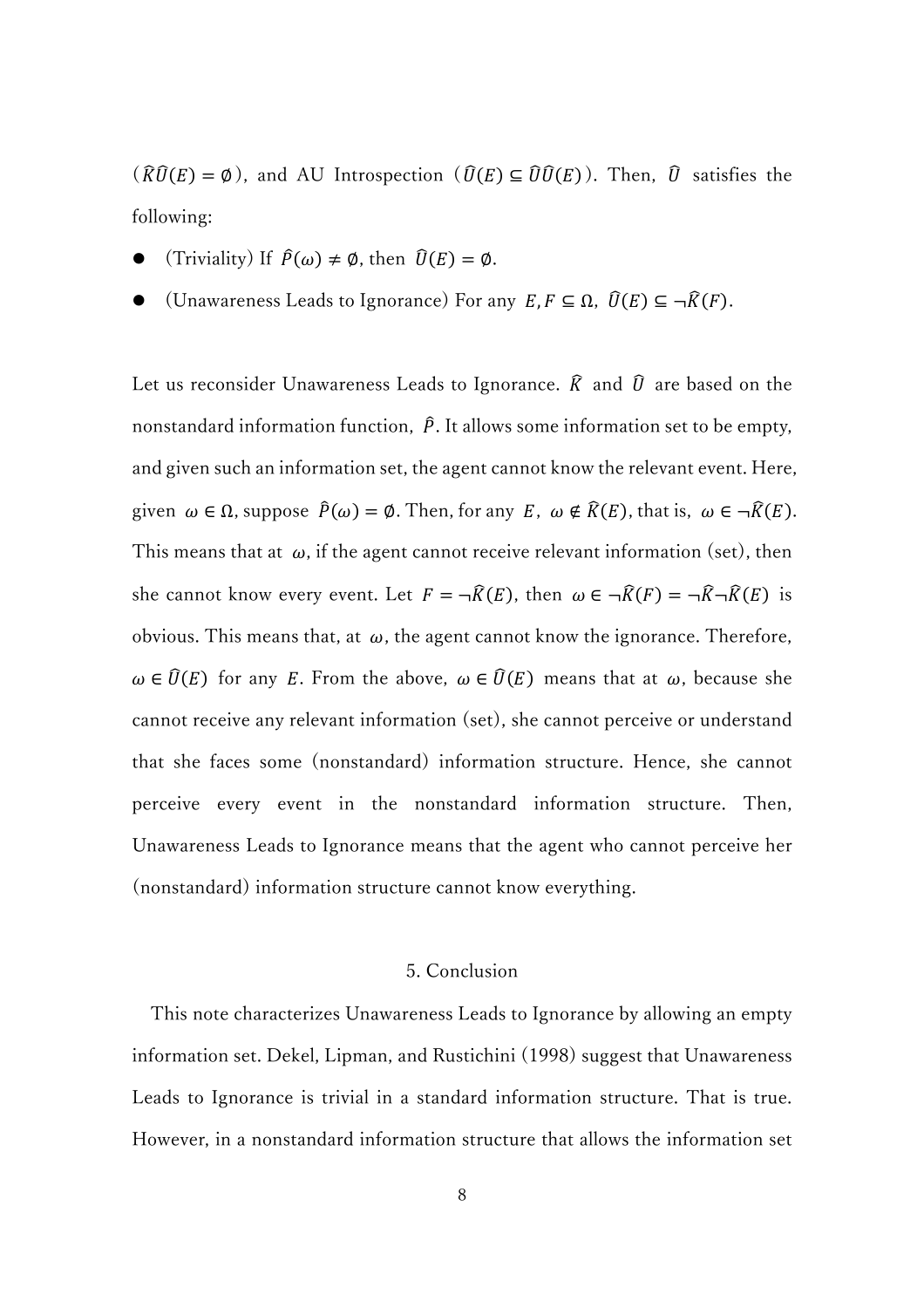($\hat{K}\hat{U}(E)=\emptyset$), and AU Introspection ($\hat{U}(E)\subseteq\hat{U}\hat{U}(E)$). Then, $\hat{U}$ satisfies the following:

- (Triviality) If $\hat{P}(\omega)\neq\emptyset$, then $\hat{U}(E)=\emptyset$.
- (Unawareness Leads to Ignorance) For any $E,F\subseteq\Omega$, $\hat{U}(E)\subseteq\neg\hat{K}(F)$.

Let us reconsider Unawareness Leads to Ignorance. $\hat{K}$ and $\hat{U}$ are based on the nonstandard information function, $\hat{P}$. It allows some information set to be empty, and given such an information set, the agent cannot know the relevant event. Here, given $\omega\in\Omega$, suppose $\hat{P}(\omega)=\emptyset$. Then, for any $E$, $\omega\notin\hat{K}(E)$, that is, $\omega\in\neg\hat{K}(E)$. This means that at $\omega$, if the agent cannot receive relevant information (set), then she cannot know every event. Let $F=\neg\hat{K}(E)$, then $\omega\in\neg\hat{K}(F)=\neg\hat{K}\neg\hat{K}(E)$ is obvious. This means that, at $\omega$, the agent cannot know the ignorance. Therefore, $\omega\in\hat{U}(E)$ for any $E$. From the above, $\omega\in\hat{U}(E)$ means that at $\omega$, because she cannot receive any relevant information (set), she cannot perceive or understand that she faces some (nonstandard) information structure. Hence, she cannot perceive every event in the nonstandard information structure. Then, Unawareness Leads to Ignorance means that the agent who cannot perceive her (nonstandard) information structure cannot know everything.

## 5. Conclusion

This note characterizes Unawareness Leads to Ignorance by allowing an empty information set. Dekel, Lipman, and Rustichini (1998) suggest that Unawareness Leads to Ignorance is trivial in a standard information structure. That is true. However, in a nonstandard information structure that allows the information set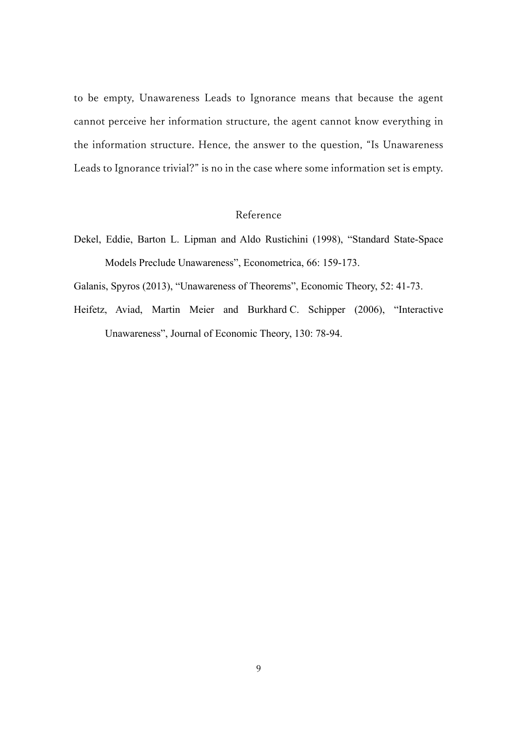to be empty, Unawareness Leads to Ignorance means that because the agent cannot perceive her information structure, the agent cannot know everything in the information structure. Hence, the answer to the question, "Is Unawareness Leads to Ignorance trivial?" is no in the case where some information set is empty.

## Reference

Dekel, Eddie, Barton L. Lipman and Aldo Rustichini (1998), "Standard State-Space Models Preclude Unawareness", Econometrica, 66: 159-173.

Galanis, Spyros (2013), "Unawareness of Theorems", Economic Theory, 52: 41-73.

Heifetz, Aviad, Martin Meier and Burkhard C. Schipper (2006), "Interactive Unawareness", Journal of Economic Theory, 130: 78-94.